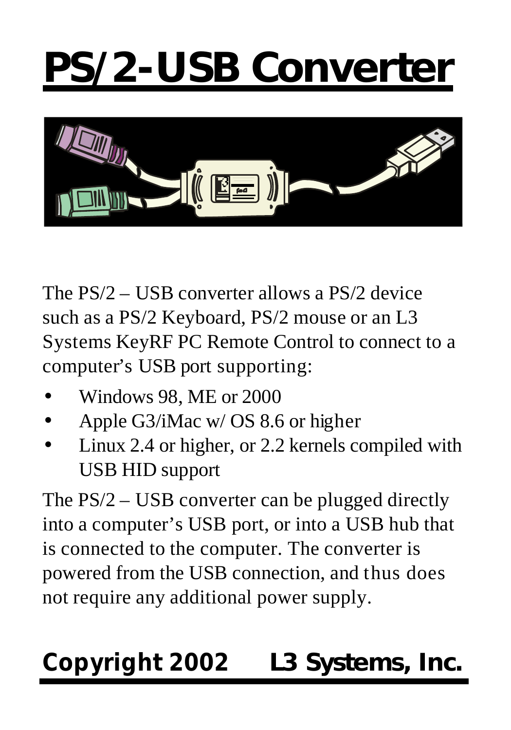# PS/2-USB Converter

The PS/2 – USB converter allows a PS/2 device such as a PS/2 Keyboard, PS/2 mouse or an L3 Systems KeyRF PC Remote Control to connect to a computer's USB port supporting:

- Windows 98, ME or 2000
- Apple G3/iMac w/ OS 8.6 or higher
- Linux 2.4 or higher, or 2.2 kernels compiled with USB HID support

The PS/2 – USB converter can be plugged directly into a computer's USB port, or into a USB hub that is connected to the computer. The converter is powered from the USB connection, and thus does not require any additional power supply.

**Copyright 2002 L3 Systems, Inc.**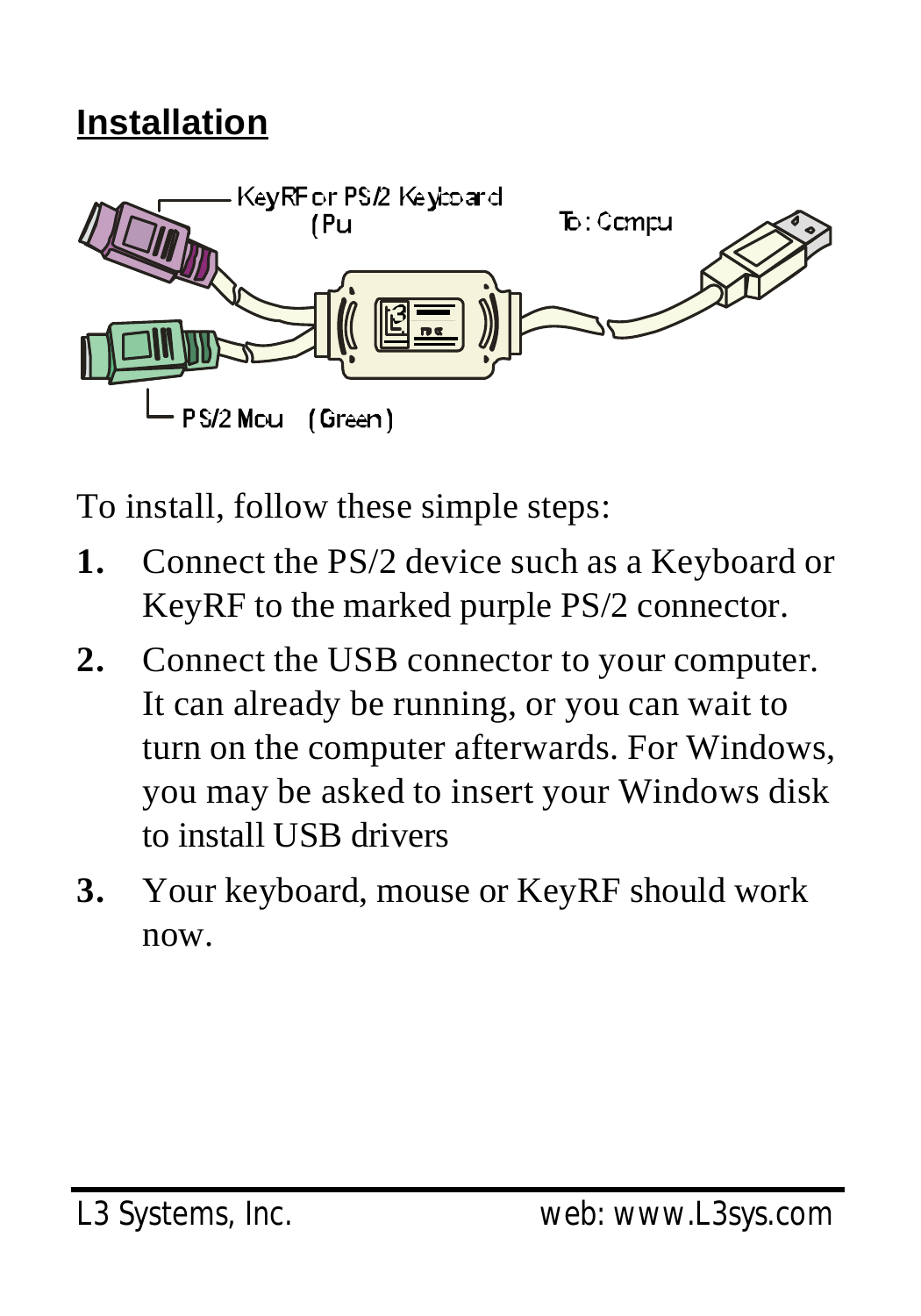## Installation

KeyRF or PS/2 Keyboard (Pu

To: Compu

PS/2 Mou (Green)

To install, follow these simple steps:

1. Connect the PS/2 device such as a Keyboard or KeyRF to the marked purple PS/2 connector.
2. Connect the USB connector to your computer. It can already be running, or you can wait to turn on the computer afterwards. For Windows, you may be asked to insert your Windows disk to install USB drivers
3. Your keyboard, mouse or KeyRF should work now.

L3 Systems, Inc. web: www.L3sys.com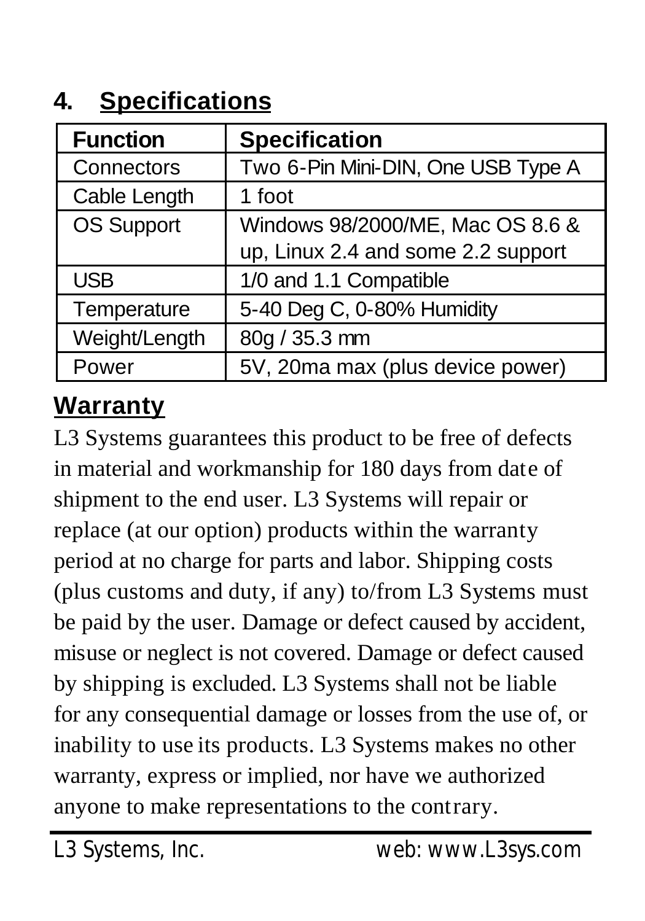## 4. Specifications

| Function | Specification |
|---|---|
| Connectors | Two 6-Pin Mini-DIN, One USB Type A |
| Cable Length | 1 foot |
| OS Support | Windows 98/2000/ME, Mac OS 8.6 & up, Linux 2.4 and some 2.2 support |
| USB | 1/0 and 1.1 Compatible |
| Temperature | 5-40 Deg C, 0-80% Humidity |
| Weight/Length | 80g / 35.3 mm |
| Power | 5V, 20ma max (plus device power) |

## Warranty

L3 Systems guarantees this product to be free of defects in material and workmanship for 180 days from date of shipment to the end user. L3 Systems will repair or replace (at our option) products within the warranty period at no charge for parts and labor. Shipping costs (plus customs and duty, if any) to/from L3 Systems must be paid by the user. Damage or defect caused by accident, misuse or neglect is not covered. Damage or defect caused by shipping is excluded. L3 Systems shall not be liable for any consequential damage or losses from the use of, or inability to use its products. L3 Systems makes no other warranty, express or implied, nor have we authorized anyone to make representations to the contrary.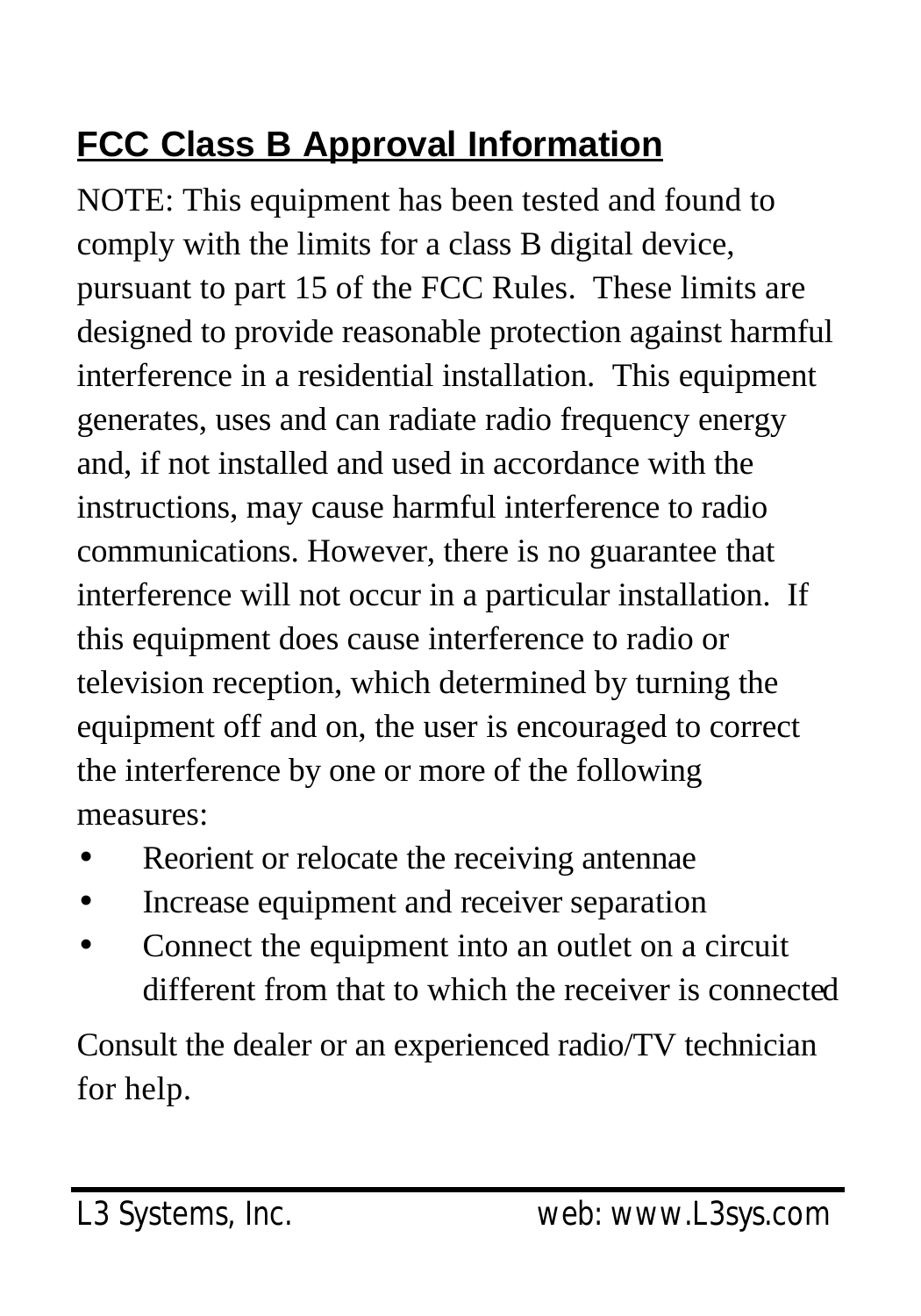## FCC Class B Approval Information

NOTE: This equipment has been tested and found to comply with the limits for a class B digital device, pursuant to part 15 of the FCC Rules. These limits are designed to provide reasonable protection against harmful interference in a residential installation. This equipment generates, uses and can radiate radio frequency energy and, if not installed and used in accordance with the instructions, may cause harmful interference to radio communications. However, there is no guarantee that interference will not occur in a particular installation. If this equipment does cause interference to radio or television reception, which determined by turning the equipment off and on, the user is encouraged to correct the interference by one or more of the following measures:

- Reorient or relocate the receiving antennae
- Increase equipment and receiver separation
- Connect the equipment into an outlet on a circuit different from that to which the receiver is connected

Consult the dealer or an experienced radio/TV technician for help.